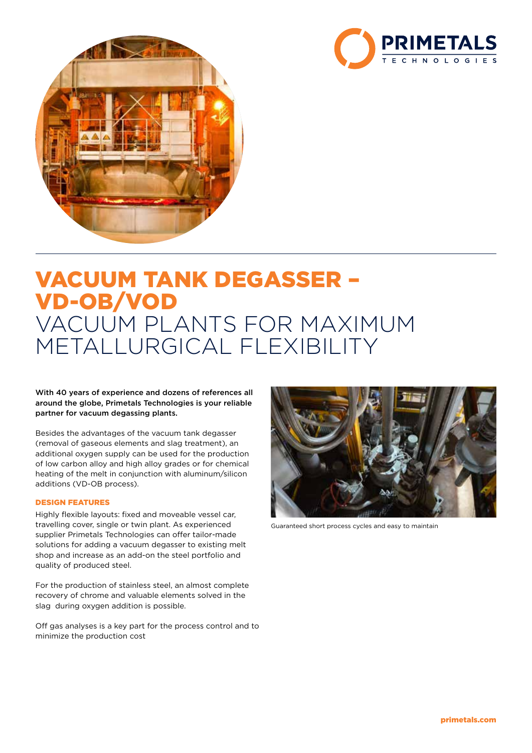# VACUUM TANK DEGASSER – VD-OB/VOD

## VACUUM PLANTS FOR MAXIMUM METALLURGICAL FLEXIBILITY

**With 40 years of experience and dozens of references all around the globe, Primetals Technologies is your reliable partner for vacuum degassing plants.**

Besides the advantages of the vacuum tank degasser (removal of gaseous elements and slag treatment), an additional oxygen supply can be used for the production of low carbon alloy and high alloy grades or for chemical heating of the melt in conjunction with aluminum/silicon additions (VD-OB process).

### DESIGN FEATURES

Highly flexible layouts: fixed and moveable vessel car, travelling cover, single or twin plant. As experienced supplier Primetals Technologies can offer tailor-made solutions for adding a vacuum degasser to existing melt shop and increase as an add-on the steel portfolio and quality of produced steel.

For the production of stainless steel, an almost complete recovery of chrome and valuable elements solved in the slag during oxygen addition is possible.

Off gas analyses is a key part for the process control and to minimize the production cost

Guaranteed short process cycles and easy to maintain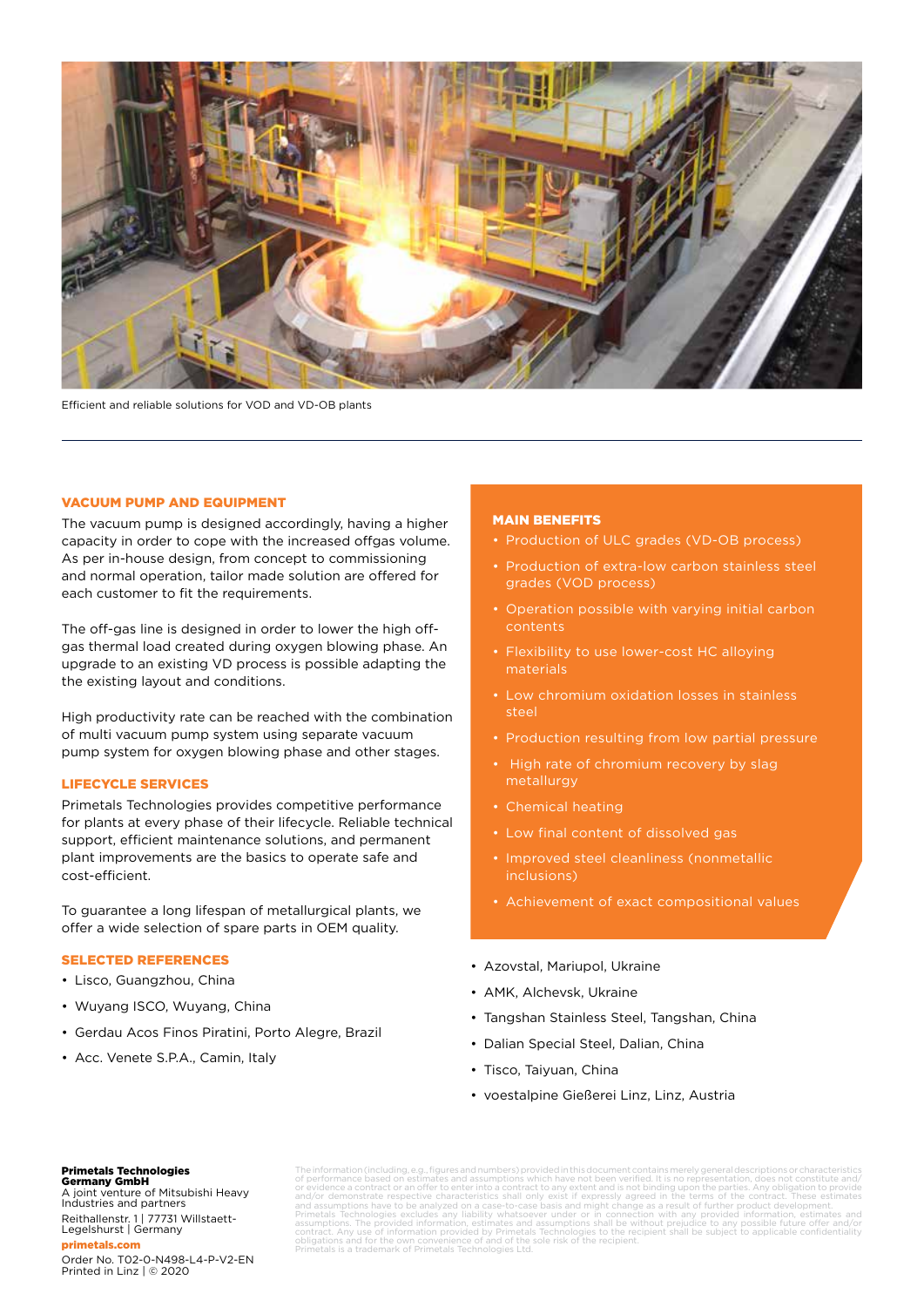Efficient and reliable solutions for VOD and VD-OB plants

## VACUUM PUMP AND EQUIPMENT

The vacuum pump is designed accordingly, having a higher capacity in order to cope with the increased offgas volume. As per in-house design, from concept to commissioning and normal operation, tailor made solution are offered for each customer to fit the requirements.

The off-gas line is designed in order to lower the high off-gas thermal load created during oxygen blowing phase. An upgrade to an existing VD process is possible adapting the the existing layout and conditions.

High productivity rate can be reached with the combination of multi vacuum pump system using separate vacuum pump system for oxygen blowing phase and other stages.

## LIFECYCLE SERVICES

Primetals Technologies provides competitive performance for plants at every phase of their lifecycle. Reliable technical support, efficient maintenance solutions, and permanent plant improvements are the basics to operate safe and cost-efficient.

To guarantee a long lifespan of metallurgical plants, we offer a wide selection of spare parts in OEM quality.

## MAIN BENEFITS

- Production of ULC grades (VD-OB process)
- Production of extra-low carbon stainless steel grades (VOD process)
- Operation possible with varying initial carbon contents
- Flexibility to use lower-cost HC alloying materials
- Low chromium oxidation losses in stainless steel
- Production resulting from low partial pressure
- High rate of chromium recovery by slag metallurgy
- Chemical heating
- Low final content of dissolved gas
- Improved steel cleanliness (nonmetallic inclusions)
- Achievement of exact compositional values

## SELECTED REFERENCES

- Lisco, Guangzhou, China
- Wuyang ISCO, Wuyang, China
- Gerdau Acos Finos Piratini, Porto Alegre, Brazil
- Acc. Venete S.P.A., Camin, Italy
- Azovstal, Mariupol, Ukraine
- AMK, Alchevsk, Ukraine
- Tangshan Stainless Steel, Tangshan, China
- Dalian Special Steel, Dalian, China
- Tisco, Taiyuan, China
- voestalpine Gießerei Linz, Linz, Austria

**Primetals Technologies Germany GmbH**
A joint venture of Mitsubishi Heavy Industries and partners

Reithallenstr. 1 | 77731 Willstaett-Legelshurst | Germany

**primetals.com**

Order No. T02-0-N498-L4-P-V2-EN
Printed in Linz | © 2020

The information (including, e.g., figures and numbers) provided in this document contains merely general descriptions or characteristics of performance based on estimates and assumptions which have not been verified. It is no representation, does not constitute and/or evidence a contract or an offer to enter into a contract to any extent and is not binding upon the parties. Any obligation to provide and/or demonstrate respective characteristics shall only exist if expressly agreed in the terms of the contract. These estimates and assumptions have to be analyzed on a case-to-case basis and might change as a result of further product development. Primetals Technologies excludes any liability whatsoever under or in connection with any provided information, estimates and assumptions. The provided information, estimates and assumptions shall be without prejudice to any possible future offer and/or contract. Any use of information provided by Primetals Technologies to the recipient shall be subject to applicable confidentiality obligations and for the own convenience of and of the sole risk of the recipient.
Primetals is a trademark of Primetals Technologies Ltd.